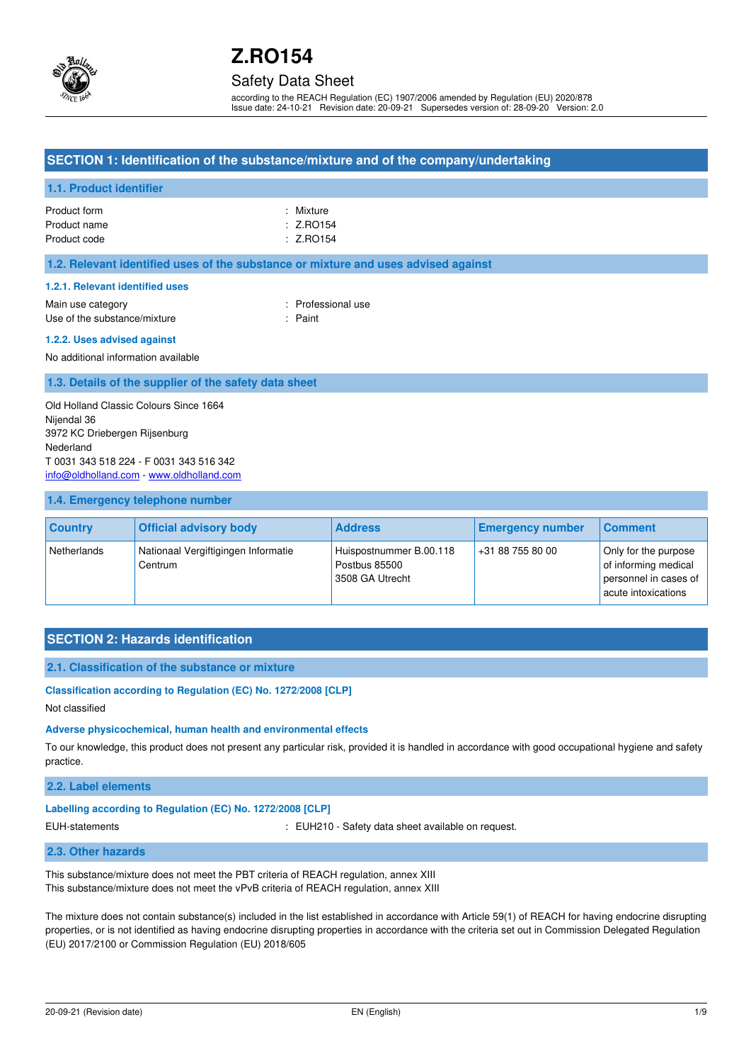# Z.RO154

## Safety Data Sheet

according to the REACH Regulation (EC) 1907/2006 amended by Regulation (EU) 2020/878
Issue date: 24-10-21 Revision date: 20-09-21 Supersedes version of: 28-09-20 Version: 2.0

## SECTION 1: Identification of the substance/mixture and of the company/undertaking

### 1.1. Product identifier

Product form : Mixture
Product name : Z.RO154
Product code : Z.RO154

### 1.2. Relevant identified uses of the substance or mixture and uses advised against

#### 1.2.1. Relevant identified uses

Main use category : Professional use
Use of the substance/mixture : Paint

#### 1.2.2. Uses advised against

No additional information available

### 1.3. Details of the supplier of the safety data sheet

Old Holland Classic Colours Since 1664
Nijendal 36
3972 KC Driebergen Rijsenburg
Nederland
T 0031 343 518 224 - F 0031 343 516 342
info@oldholland.com - www.oldholland.com

### 1.4. Emergency telephone number

| Country | Official advisory body | Address | Emergency number | Comment |
|---|---|---|---|---|
| Netherlands | Nationaal Vergiftigingen Informatie Centrum | Huispostnummer B.00.118 Postbus 85500 3508 GA Utrecht | +31 88 755 80 00 | Only for the purpose of informing medical personnel in cases of acute intoxications |

## SECTION 2: Hazards identification

### 2.1. Classification of the substance or mixture

**Classification according to Regulation (EC) No. 1272/2008 [CLP]**

Not classified

**Adverse physicochemical, human health and environmental effects**

To our knowledge, this product does not present any particular risk, provided it is handled in accordance with good occupational hygiene and safety practice.

### 2.2. Label elements

**Labelling according to Regulation (EC) No. 1272/2008 [CLP]**

EUH-statements : EUH210 - Safety data sheet available on request.

### 2.3. Other hazards

This substance/mixture does not meet the PBT criteria of REACH regulation, annex XIII
This substance/mixture does not meet the vPvB criteria of REACH regulation, annex XIII

The mixture does not contain substance(s) included in the list established in accordance with Article 59(1) of REACH for having endocrine disrupting properties, or is not identified as having endocrine disrupting properties in accordance with the criteria set out in Commission Delegated Regulation (EU) 2017/2100 or Commission Regulation (EU) 2018/605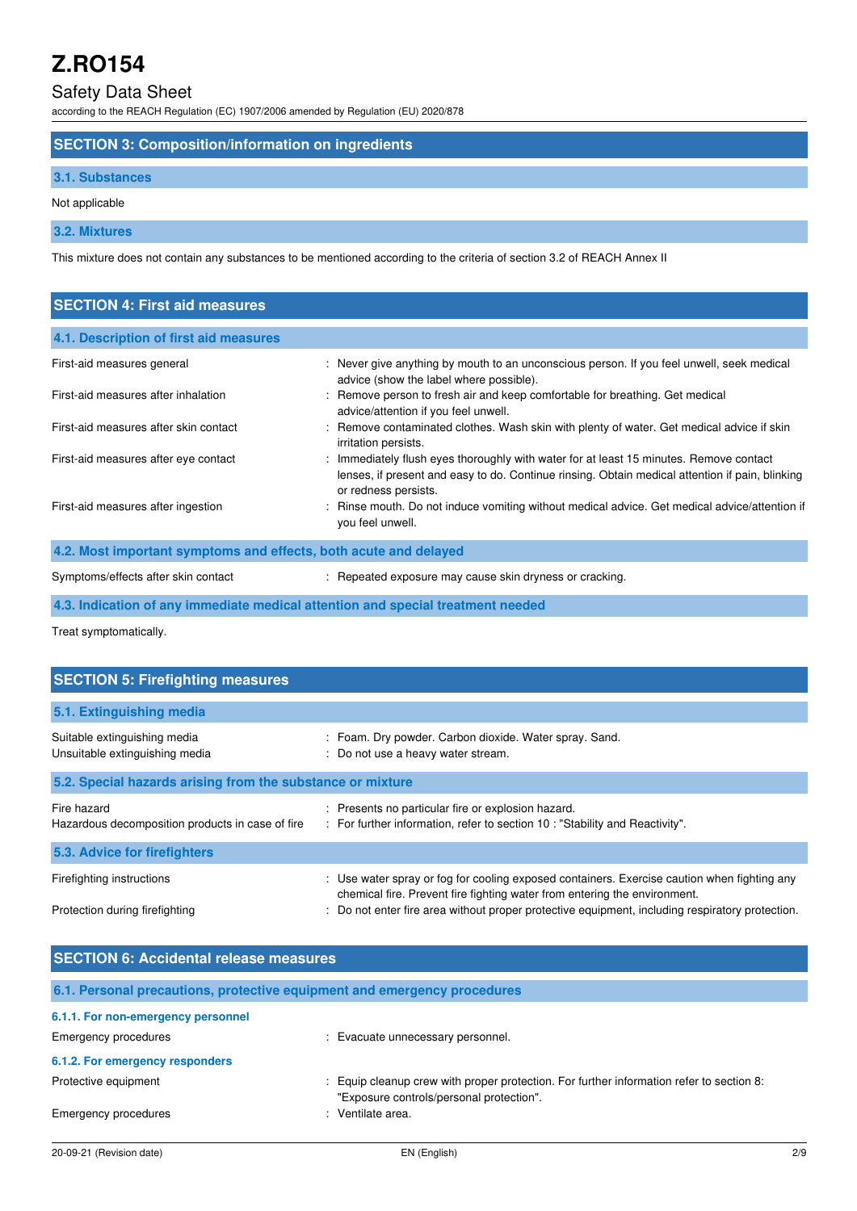## SECTION 3: Composition/information on ingredients

### 3.1. Substances

Not applicable

### 3.2. Mixtures

This mixture does not contain any substances to be mentioned according to the criteria of section 3.2 of REACH Annex II

## SECTION 4: First aid measures

### 4.1. Description of first aid measures

| | |
|---|---|
| First-aid measures general | : Never give anything by mouth to an unconscious person. If you feel unwell, seek medical advice (show the label where possible). |
| First-aid measures after inhalation | : Remove person to fresh air and keep comfortable for breathing. Get medical advice/attention if you feel unwell. |
| First-aid measures after skin contact | : Remove contaminated clothes. Wash skin with plenty of water. Get medical advice if skin irritation persists. |
| First-aid measures after eye contact | : Immediately flush eyes thoroughly with water for at least 15 minutes. Remove contact lenses, if present and easy to do. Continue rinsing. Obtain medical attention if pain, blinking or redness persists. |
| First-aid measures after ingestion | : Rinse mouth. Do not induce vomiting without medical advice. Get medical advice/attention if you feel unwell. |

### 4.2. Most important symptoms and effects, both acute and delayed

| | |
|---|---|
| Symptoms/effects after skin contact | : Repeated exposure may cause skin dryness or cracking. |

### 4.3. Indication of any immediate medical attention and special treatment needed

Treat symptomatically.

## SECTION 5: Firefighting measures

### 5.1. Extinguishing media

| | |
|---|---|
| Suitable extinguishing media | : Foam. Dry powder. Carbon dioxide. Water spray. Sand. |
| Unsuitable extinguishing media | : Do not use a heavy water stream. |

### 5.2. Special hazards arising from the substance or mixture

| | |
|---|---|
| Fire hazard | : Presents no particular fire or explosion hazard. |
| Hazardous decomposition products in case of fire | : For further information, refer to section 10 : "Stability and Reactivity". |

### 5.3. Advice for firefighters

| | |
|---|---|
| Firefighting instructions | : Use water spray or fog for cooling exposed containers. Exercise caution when fighting any chemical fire. Prevent fire fighting water from entering the environment. |
| Protection during firefighting | : Do not enter fire area without proper protective equipment, including respiratory protection. |

## SECTION 6: Accidental release measures

### 6.1. Personal precautions, protective equipment and emergency procedures

#### 6.1.1. For non-emergency personnel

| | |
|---|---|
| Emergency procedures | : Evacuate unnecessary personnel. |

#### 6.1.2. For emergency responders

| | |
|---|---|
| Protective equipment | : Equip cleanup crew with proper protection. For further information refer to section 8: "Exposure controls/personal protection". |
| Emergency procedures | : Ventilate area. |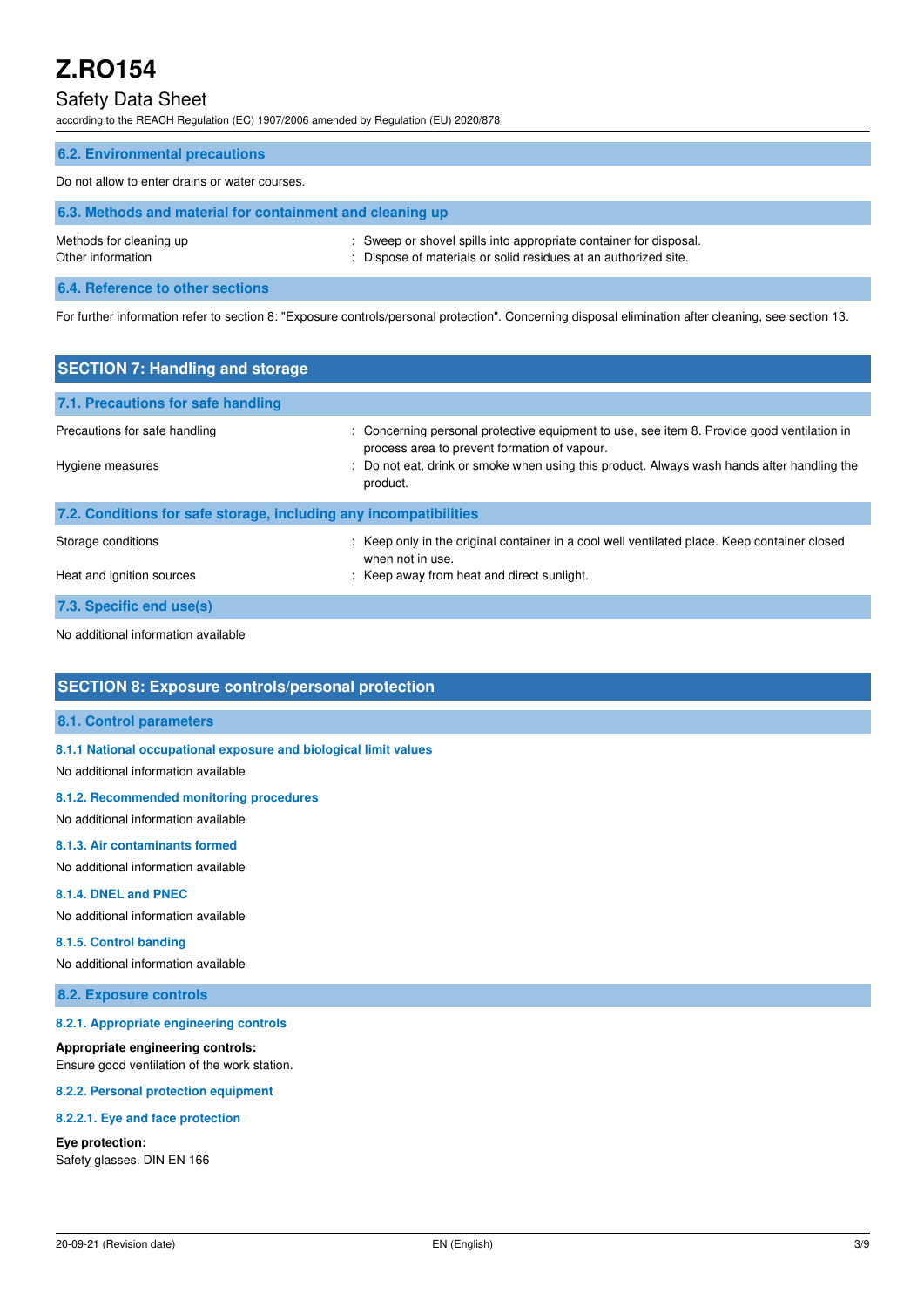### 6.2. Environmental precautions

Do not allow to enter drains or water courses.

### 6.3. Methods and material for containment and cleaning up

| | |
|---|---|
| Methods for cleaning up | : Sweep or shovel spills into appropriate container for disposal. |
| Other information | : Dispose of materials or solid residues at an authorized site. |

### 6.4. Reference to other sections

For further information refer to section 8: "Exposure controls/personal protection". Concerning disposal elimination after cleaning, see section 13.

## SECTION 7: Handling and storage

### 7.1. Precautions for safe handling

| | |
|---|---|
| Precautions for safe handling | : Concerning personal protective equipment to use, see item 8. Provide good ventilation in process area to prevent formation of vapour. |
| Hygiene measures | : Do not eat, drink or smoke when using this product. Always wash hands after handling the product. |

### 7.2. Conditions for safe storage, including any incompatibilities

| | |
|---|---|
| Storage conditions | : Keep only in the original container in a cool well ventilated place. Keep container closed when not in use. |
| Heat and ignition sources | : Keep away from heat and direct sunlight. |

### 7.3. Specific end use(s)

No additional information available

## SECTION 8: Exposure controls/personal protection

### 8.1. Control parameters

#### 8.1.1 National occupational exposure and biological limit values

No additional information available

#### 8.1.2. Recommended monitoring procedures

No additional information available

#### 8.1.3. Air contaminants formed

No additional information available

#### 8.1.4. DNEL and PNEC

No additional information available

#### 8.1.5. Control banding

No additional information available

### 8.2. Exposure controls

#### 8.2.1. Appropriate engineering controls

**Appropriate engineering controls:**
Ensure good ventilation of the work station.

#### 8.2.2. Personal protection equipment

#### 8.2.2.1. Eye and face protection

**Eye protection:**
Safety glasses. DIN EN 166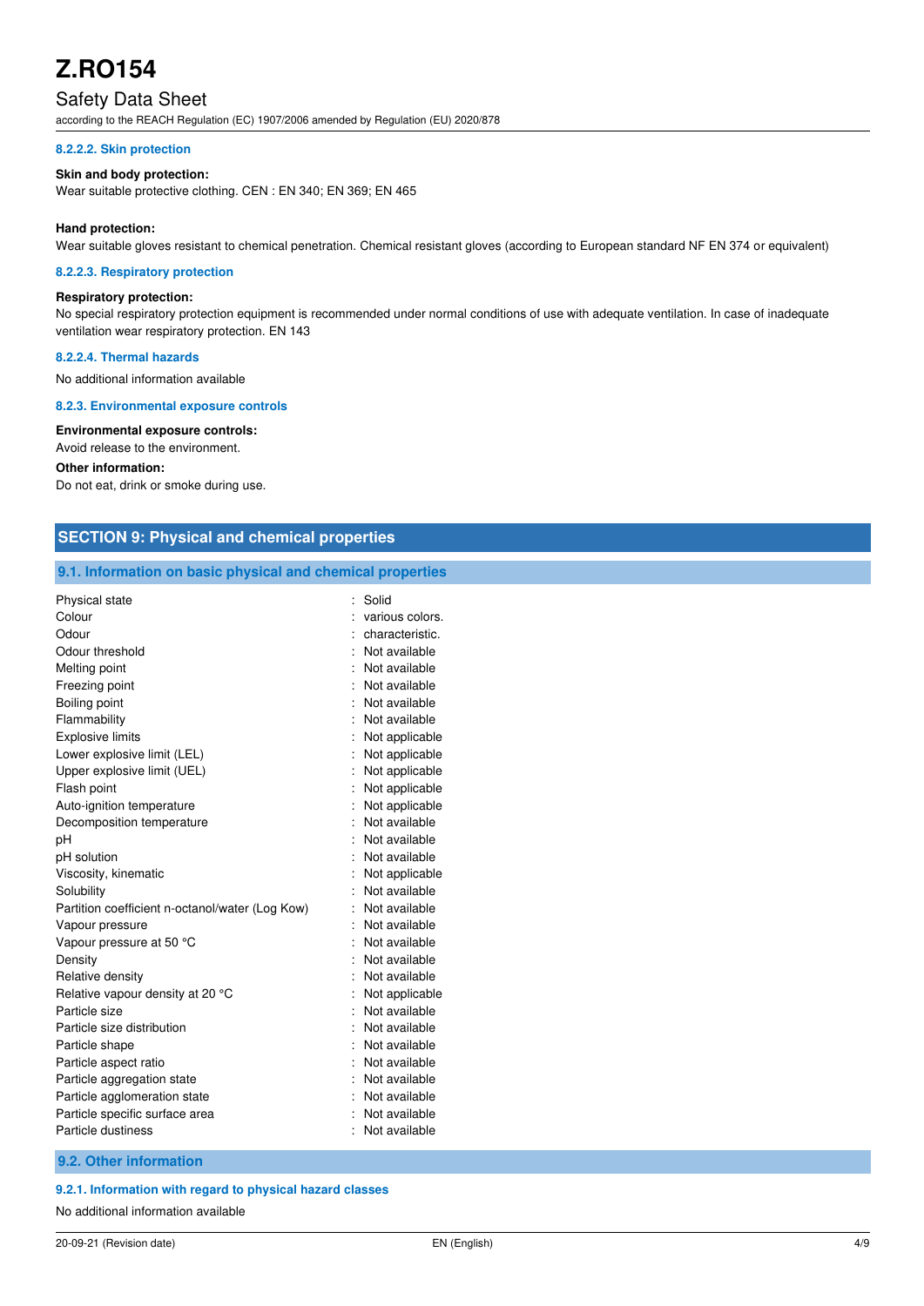#### 8.2.2.2. Skin protection

**Skin and body protection:**

Wear suitable protective clothing. CEN : EN 340; EN 369; EN 465

**Hand protection:**

Wear suitable gloves resistant to chemical penetration. Chemical resistant gloves (according to European standard NF EN 374 or equivalent)

#### 8.2.2.3. Respiratory protection

**Respiratory protection:**

No special respiratory protection equipment is recommended under normal conditions of use with adequate ventilation. In case of inadequate ventilation wear respiratory protection. EN 143

#### 8.2.2.4. Thermal hazards

No additional information available

#### 8.2.3. Environmental exposure controls

**Environmental exposure controls:**

Avoid release to the environment.

**Other information:**

Do not eat, drink or smoke during use.

## SECTION 9: Physical and chemical properties

### 9.1. Information on basic physical and chemical properties

| | |
|---|---|
| Physical state | : Solid |
| Colour | : various colors. |
| Odour | : characteristic. |
| Odour threshold | : Not available |
| Melting point | : Not available |
| Freezing point | : Not available |
| Boiling point | : Not available |
| Flammability | : Not available |
| Explosive limits | : Not applicable |
| Lower explosive limit (LEL) | : Not applicable |
| Upper explosive limit (UEL) | : Not applicable |
| Flash point | : Not applicable |
| Auto-ignition temperature | : Not applicable |
| Decomposition temperature | : Not available |
| pH | : Not available |
| pH solution | : Not available |
| Viscosity, kinematic | : Not applicable |
| Solubility | : Not available |
| Partition coefficient n-octanol/water (Log Kow) | : Not available |
| Vapour pressure | : Not available |
| Vapour pressure at 50 °C | : Not available |
| Density | : Not available |
| Relative density | : Not available |
| Relative vapour density at 20 °C | : Not applicable |
| Particle size | : Not available |
| Particle size distribution | : Not available |
| Particle shape | : Not available |
| Particle aspect ratio | : Not available |
| Particle aggregation state | : Not available |
| Particle agglomeration state | : Not available |
| Particle specific surface area | : Not available |
| Particle dustiness | : Not available |

### 9.2. Other information

#### 9.2.1. Information with regard to physical hazard classes

No additional information available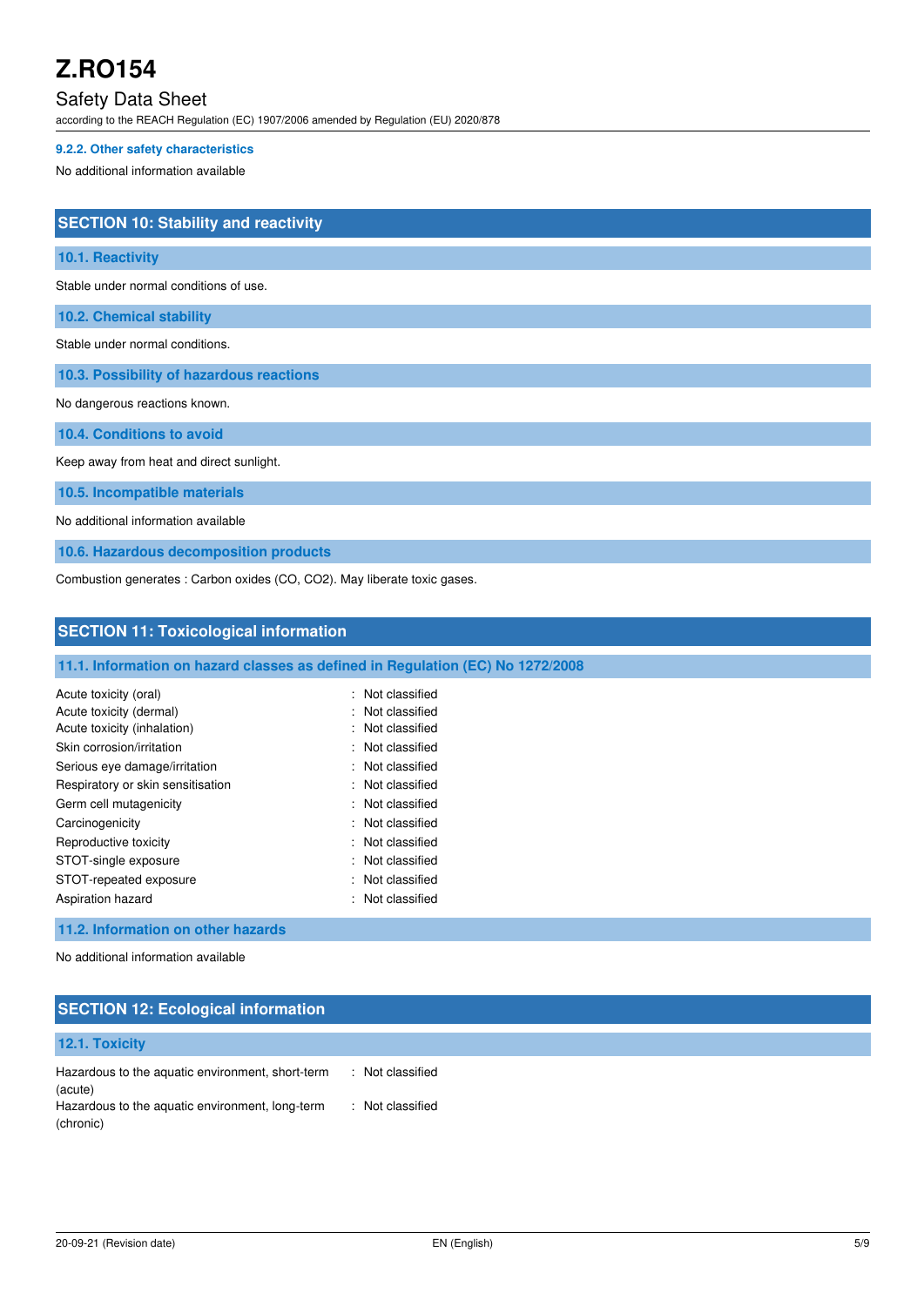#### 9.2.2. Other safety characteristics

No additional information available

## SECTION 10: Stability and reactivity

### 10.1. Reactivity

Stable under normal conditions of use.

### 10.2. Chemical stability

Stable under normal conditions.

### 10.3. Possibility of hazardous reactions

No dangerous reactions known.

### 10.4. Conditions to avoid

Keep away from heat and direct sunlight.

### 10.5. Incompatible materials

No additional information available

### 10.6. Hazardous decomposition products

Combustion generates : Carbon oxides (CO, $CO_2$). May liberate toxic gases.

## SECTION 11: Toxicological information

### 11.1. Information on hazard classes as defined in Regulation (EC) No 1272/2008

| | |
|---|---|
| Acute toxicity (oral) | : Not classified |
| Acute toxicity (dermal) | : Not classified |
| Acute toxicity (inhalation) | : Not classified |
| Skin corrosion/irritation | : Not classified |
| Serious eye damage/irritation | : Not classified |
| Respiratory or skin sensitisation | : Not classified |
| Germ cell mutagenicity | : Not classified |
| Carcinogenicity | : Not classified |
| Reproductive toxicity | : Not classified |
| STOT-single exposure | : Not classified |
| STOT-repeated exposure | : Not classified |
| Aspiration hazard | : Not classified |

### 11.2. Information on other hazards

No additional information available

## SECTION 12: Ecological information

### 12.1. Toxicity

| | |
|---|---|
| Hazardous to the aquatic environment, short-term (acute) | : Not classified |
| Hazardous to the aquatic environment, long-term (chronic) | : Not classified |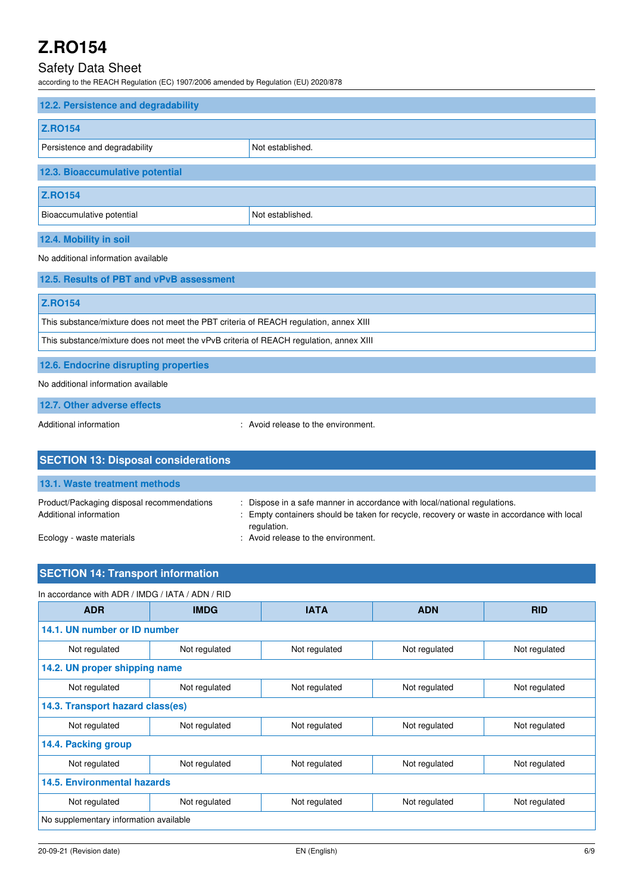### 12.2. Persistence and degradability

| Z.RO154 | |
|---|---|
| Persistence and degradability | Not established. |

### 12.3. Bioaccumulative potential

| Z.RO154 | |
|---|---|
| Bioaccumulative potential | Not established. |

### 12.4. Mobility in soil

No additional information available

### 12.5. Results of PBT and vPvB assessment

| Z.RO154 |
|---|
| This substance/mixture does not meet the PBT criteria of REACH regulation, annex XIII |
| This substance/mixture does not meet the vPvB criteria of REACH regulation, annex XIII |

### 12.6. Endocrine disrupting properties

No additional information available

### 12.7. Other adverse effects

Additional information : Avoid release to the environment.

## SECTION 13: Disposal considerations

### 13.1. Waste treatment methods

Product/Packaging disposal recommendations : Dispose in a safe manner in accordance with local/national regulations.

Additional information : Empty containers should be taken for recycle, recovery or waste in accordance with local regulation.

Ecology - waste materials : Avoid release to the environment.

## SECTION 14: Transport information

In accordance with ADR / IMDG / IATA / ADN / RID

| ADR | IMDG | IATA | ADN | RID |
|---|---|---|---|---|
| **14.1. UN number or ID number** | | | | |
| Not regulated | Not regulated | Not regulated | Not regulated | Not regulated |
| **14.2. UN proper shipping name** | | | | |
| Not regulated | Not regulated | Not regulated | Not regulated | Not regulated |
| **14.3. Transport hazard class(es)** | | | | |
| Not regulated | Not regulated | Not regulated | Not regulated | Not regulated |
| **14.4. Packing group** | | | | |
| Not regulated | Not regulated | Not regulated | Not regulated | Not regulated |
| **14.5. Environmental hazards** | | | | |
| Not regulated | Not regulated | Not regulated | Not regulated | Not regulated |
| No supplementary information available | | | | |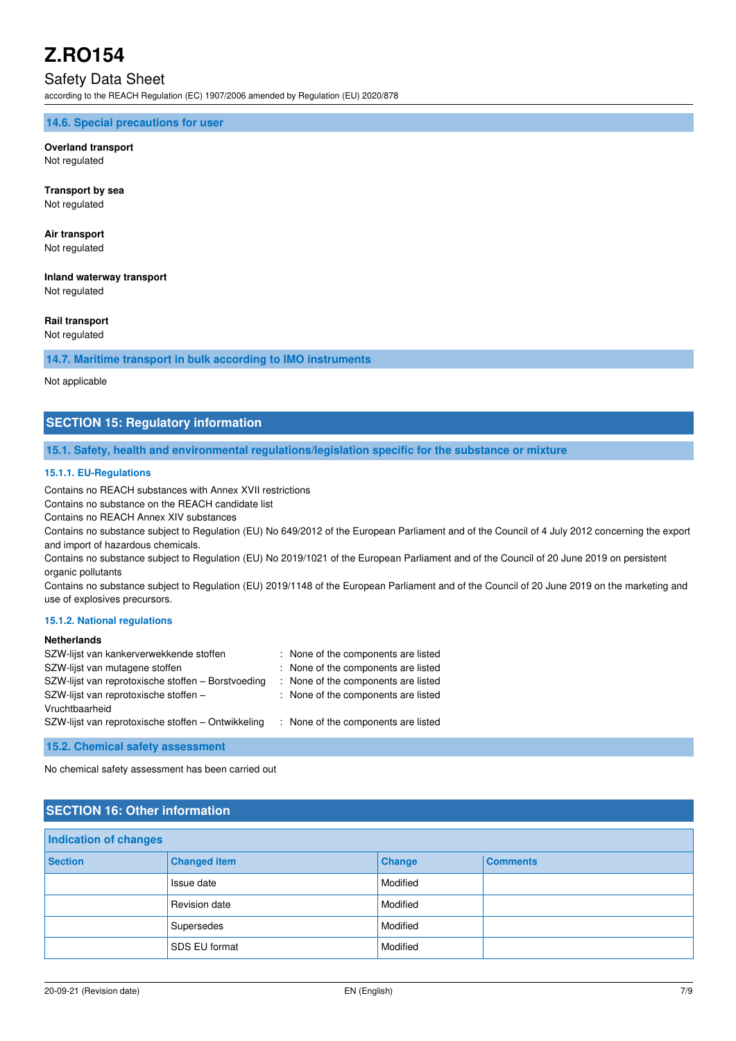### 14.6. Special precautions for user

**Overland transport**
Not regulated

**Transport by sea**
Not regulated

**Air transport**
Not regulated

**Inland waterway transport**
Not regulated

**Rail transport**
Not regulated

### 14.7. Maritime transport in bulk according to IMO instruments

Not applicable

## SECTION 15: Regulatory information

### 15.1. Safety, health and environmental regulations/legislation specific for the substance or mixture

#### 15.1.1. EU-Regulations

Contains no REACH substances with Annex XVII restrictions
Contains no substance on the REACH candidate list
Contains no REACH Annex XIV substances
Contains no substance subject to Regulation (EU) No 649/2012 of the European Parliament and of the Council of 4 July 2012 concerning the export and import of hazardous chemicals.
Contains no substance subject to Regulation (EU) No 2019/1021 of the European Parliament and of the Council of 20 June 2019 on persistent organic pollutants
Contains no substance subject to Regulation (EU) 2019/1148 of the European Parliament and of the Council of 20 June 2019 on the marketing and use of explosives precursors.

#### 15.1.2. National regulations

**Netherlands**

| | |
|---|---|
| SZW-lijst van kankerverwekkende stoffen | : None of the components are listed |
| SZW-lijst van mutagene stoffen | : None of the components are listed |
| SZW-lijst van reprotoxische stoffen – Borstvoeding | : None of the components are listed |
| SZW-lijst van reprotoxische stoffen – Vruchtbaarheid | : None of the components are listed |
| SZW-lijst van reprotoxische stoffen – Ontwikkeling | : None of the components are listed |

### 15.2. Chemical safety assessment

No chemical safety assessment has been carried out

## SECTION 16: Other information

**Indication of changes**

| Section | Changed item | Change | Comments |
|---|---|---|---|
| | Issue date | Modified | |
| | Revision date | Modified | |
| | Supersedes | Modified | |
| | SDS EU format | Modified | |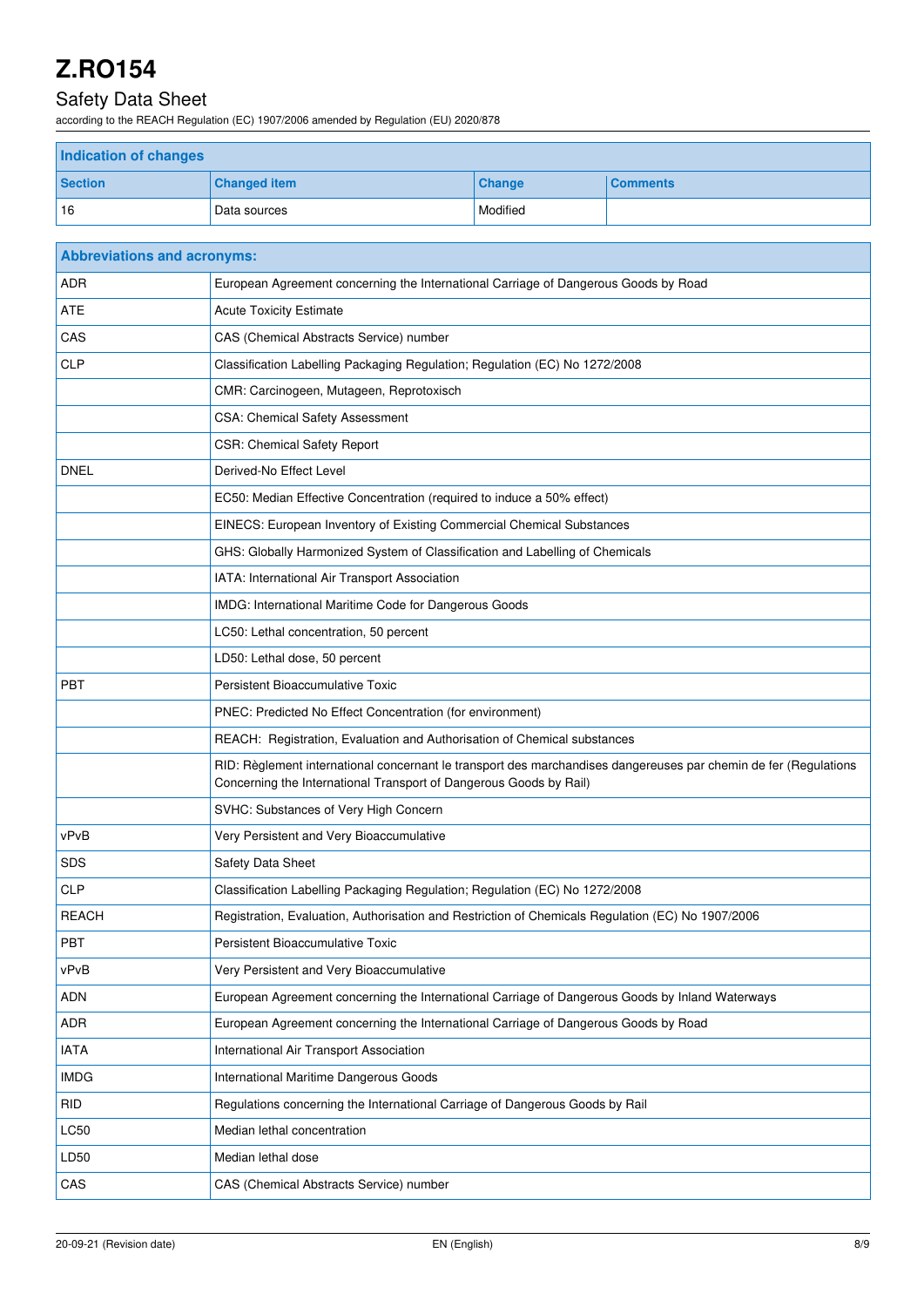| Indication of changes | | | |
|---|---|---|---|
| **Section** | **Changed item** | **Change** | **Comments** |
| 16 | Data sources | Modified | |

| Abbreviations and acronyms: | |
|---|---|
| ADR | European Agreement concerning the International Carriage of Dangerous Goods by Road |
| ATE | Acute Toxicity Estimate |
| CAS | CAS (Chemical Abstracts Service) number |
| CLP | Classification Labelling Packaging Regulation; Regulation (EC) No 1272/2008 |
| | CMR: Carcinogeen, Mutageen, Reprotoxisch |
| | CSA: Chemical Safety Assessment |
| | CSR: Chemical Safety Report |
| DNEL | Derived-No Effect Level |
| | EC50: Median Effective Concentration (required to induce a 50% effect) |
| | EINECS: European Inventory of Existing Commercial Chemical Substances |
| | GHS: Globally Harmonized System of Classification and Labelling of Chemicals |
| | IATA: International Air Transport Association |
| | IMDG: International Maritime Code for Dangerous Goods |
| | LC50: Lethal concentration, 50 percent |
| | LD50: Lethal dose, 50 percent |
| PBT | Persistent Bioaccumulative Toxic |
| | PNEC: Predicted No Effect Concentration (for environment) |
| | REACH: Registration, Evaluation and Authorisation of Chemical substances |
| | RID: Règlement international concernant le transport des marchandises dangereuses par chemin de fer (Regulations Concerning the International Transport of Dangerous Goods by Rail) |
| | SVHC: Substances of Very High Concern |
| vPvB | Very Persistent and Very Bioaccumulative |
| SDS | Safety Data Sheet |
| CLP | Classification Labelling Packaging Regulation; Regulation (EC) No 1272/2008 |
| REACH | Registration, Evaluation, Authorisation and Restriction of Chemicals Regulation (EC) No 1907/2006 |
| PBT | Persistent Bioaccumulative Toxic |
| vPvB | Very Persistent and Very Bioaccumulative |
| ADN | European Agreement concerning the International Carriage of Dangerous Goods by Inland Waterways |
| ADR | European Agreement concerning the International Carriage of Dangerous Goods by Road |
| IATA | International Air Transport Association |
| IMDG | International Maritime Dangerous Goods |
| RID | Regulations concerning the International Carriage of Dangerous Goods by Rail |
| LC50 | Median lethal concentration |
| LD50 | Median lethal dose |
| CAS | CAS (Chemical Abstracts Service) number |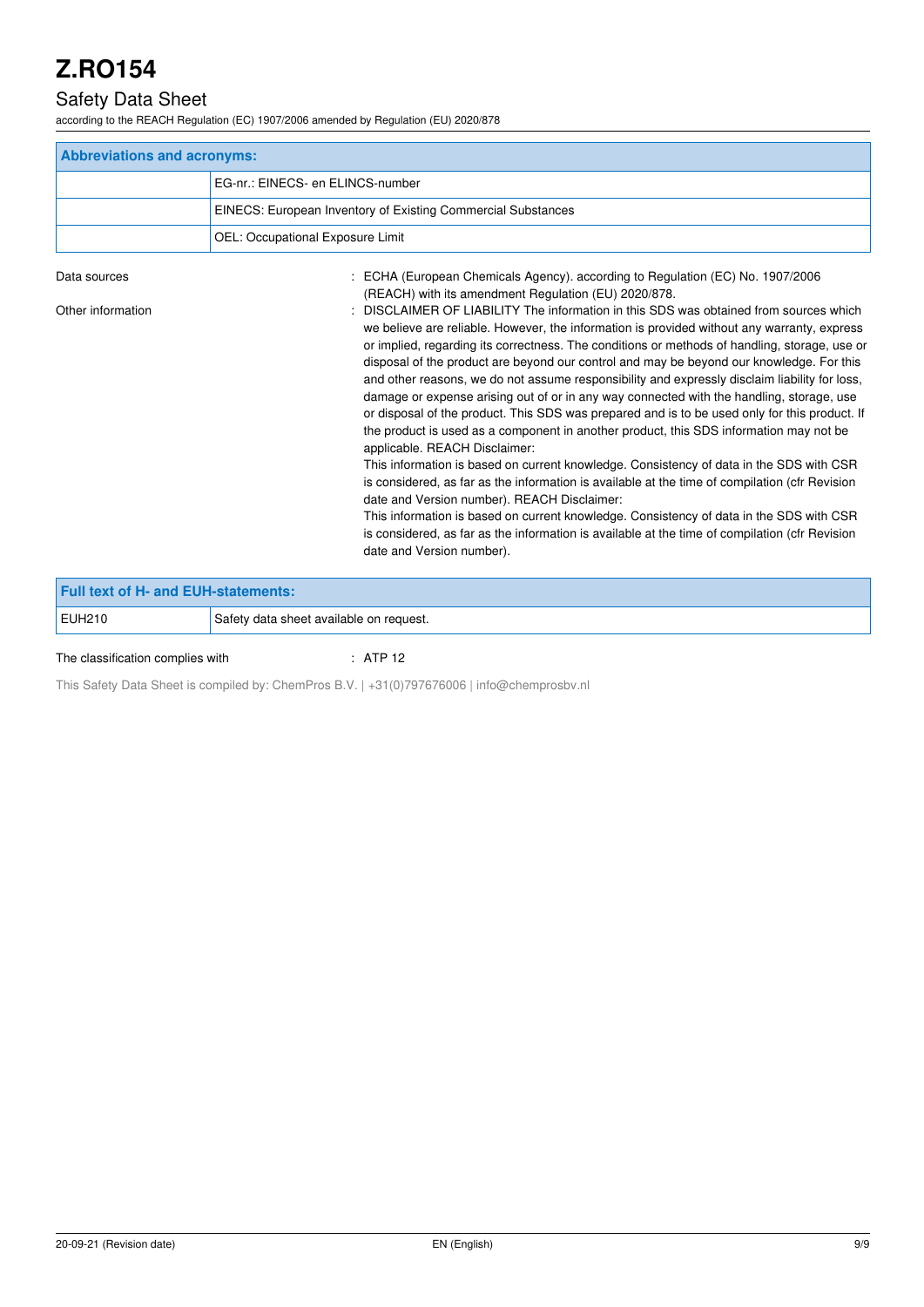| Abbreviations and acronyms: | |
|---|---|
| | EG-nr.: EINECS- en ELINCS-number |
| | EINECS: European Inventory of Existing Commercial Substances |
| | OEL: Occupational Exposure Limit |

Data sources : ECHA (European Chemicals Agency). according to Regulation (EC) No. 1907/2006 (REACH) with its amendment Regulation (EU) 2020/878.

Other information : DISCLAIMER OF LIABILITY The information in this SDS was obtained from sources which we believe are reliable. However, the information is provided without any warranty, express or implied, regarding its correctness. The conditions or methods of handling, storage, use or disposal of the product are beyond our control and may be beyond our knowledge. For this and other reasons, we do not assume responsibility and expressly disclaim liability for loss, damage or expense arising out of or in any way connected with the handling, storage, use or disposal of the product. This SDS was prepared and is to be used only for this product. If the product is used as a component in another product, this SDS information may not be applicable. REACH Disclaimer:
This information is based on current knowledge. Consistency of data in the SDS with CSR is considered, as far as the information is available at the time of compilation (cfr Revision date and Version number). REACH Disclaimer:
This information is based on current knowledge. Consistency of data in the SDS with CSR is considered, as far as the information is available at the time of compilation (cfr Revision date and Version number).

| Full text of H- and EUH-statements: | |
|---|---|
| EUH210 | Safety data sheet available on request. |

The classification complies with : ATP 12

This Safety Data Sheet is compiled by: ChemPros B.V. | +31(0)797676006 | info@chemprosbv.nl